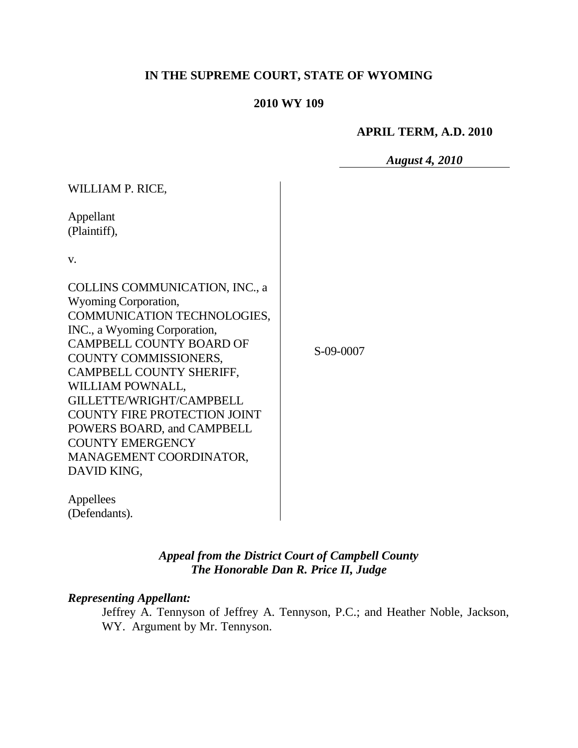**IN THE SUPREME COURT, STATE OF WYOMING**

**2010 WY 109**

**APRIL TERM, A.D. 2010**

***August 4, 2010***

WILLIAM P. RICE,

Appellant
(Plaintiff),

v.

COLLINS COMMUNICATION, INC., a Wyoming Corporation, COMMUNICATION TECHNOLOGIES, INC., a Wyoming Corporation, CAMPBELL COUNTY BOARD OF COUNTY COMMISSIONERS, CAMPBELL COUNTY SHERIFF, WILLIAM POWNALL, GILLETTE/WRIGHT/CAMPBELL COUNTY FIRE PROTECTION JOINT POWERS BOARD, and CAMPBELL COUNTY EMERGENCY MANAGEMENT COORDINATOR, DAVID KING,

Appellees
(Defendants).

S-09-0007

***Appeal from the District Court of Campbell County***
***The Honorable Dan R. Price II, Judge***

***Representing Appellant:***

Jeffrey A. Tennyson of Jeffrey A. Tennyson, P.C.; and Heather Noble, Jackson, WY. Argument by Mr. Tennyson.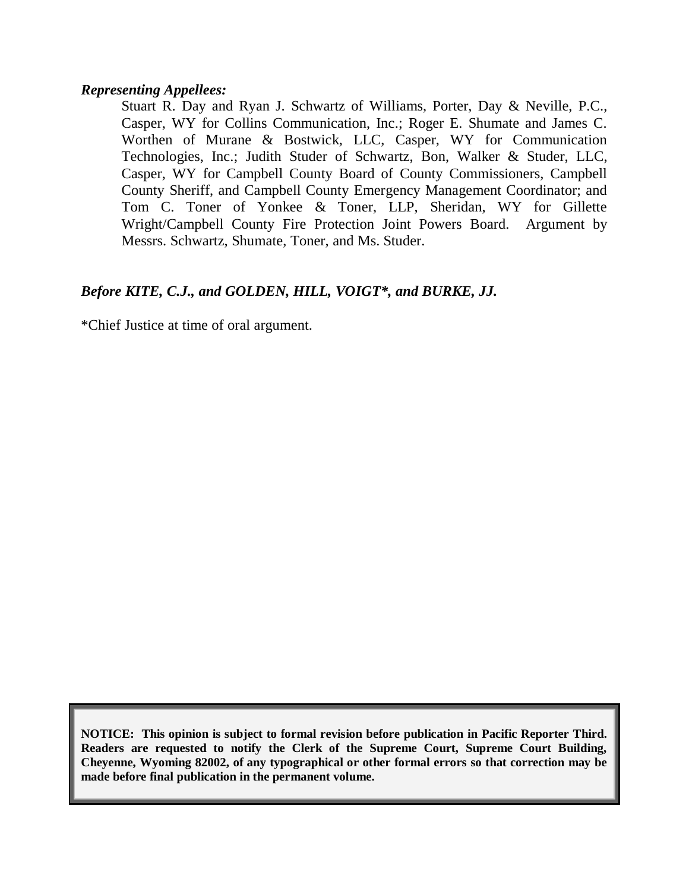***Representing Appellees:***

Stuart R. Day and Ryan J. Schwartz of Williams, Porter, Day & Neville, P.C., Casper, WY for Collins Communication, Inc.; Roger E. Shumate and James C. Worthen of Murane & Bostwick, LLC, Casper, WY for Communication Technologies, Inc.; Judith Studer of Schwartz, Bon, Walker & Studer, LLC, Casper, WY for Campbell County Board of County Commissioners, Campbell County Sheriff, and Campbell County Emergency Management Coordinator; and Tom C. Toner of Yonkee & Toner, LLP, Sheridan, WY for Gillette Wright/Campbell County Fire Protection Joint Powers Board. Argument by Messrs. Schwartz, Shumate, Toner, and Ms. Studer.

***Before KITE, C.J., and GOLDEN, HILL, VOIGT\*, and BURKE, JJ.***

*Chief Justice at time of oral argument.

**NOTICE: This opinion is subject to formal revision before publication in Pacific Reporter Third. Readers are requested to notify the Clerk of the Supreme Court, Supreme Court Building, Cheyenne, Wyoming 82002, of any typographical or other formal errors so that correction may be made before final publication in the permanent volume.**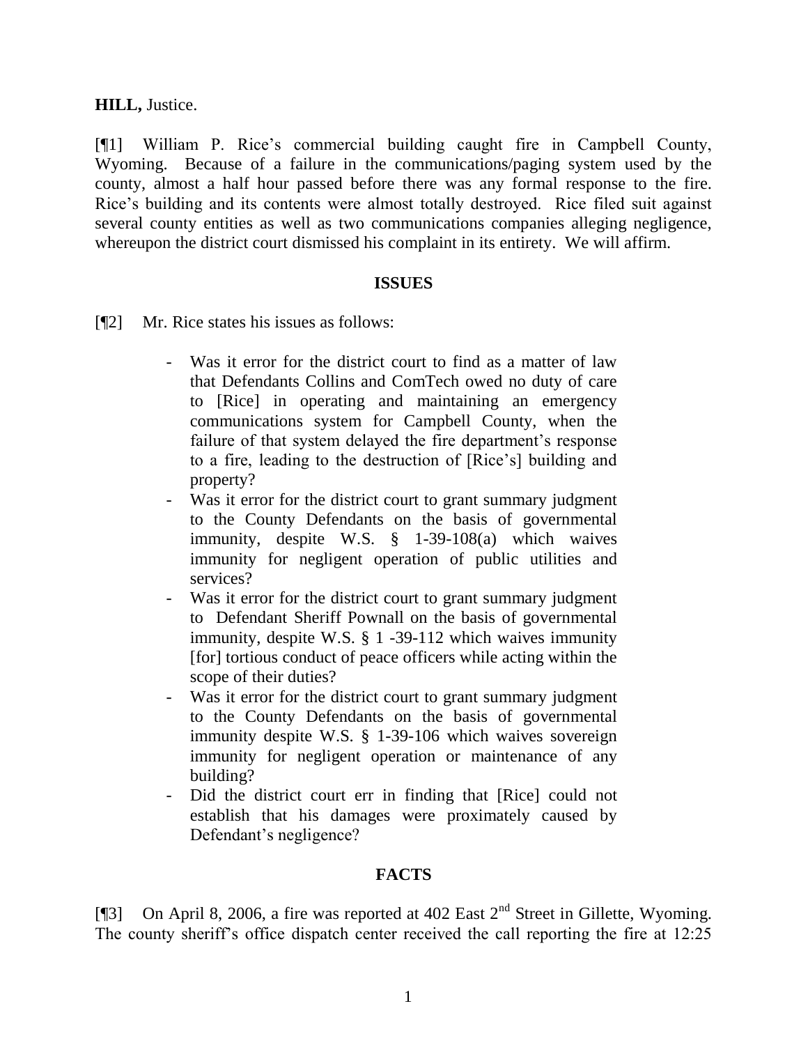**HILL,** Justice.

[¶1] William P. Rice's commercial building caught fire in Campbell County, Wyoming. Because of a failure in the communications/paging system used by the county, almost a half hour passed before there was any formal response to the fire. Rice's building and its contents were almost totally destroyed. Rice filed suit against several county entities as well as two communications companies alleging negligence, whereupon the district court dismissed his complaint in its entirety. We will affirm.

## ISSUES

[¶2] Mr. Rice states his issues as follows:

> - Was it error for the district court to find as a matter of law that Defendants Collins and ComTech owed no duty of care to [Rice] in operating and maintaining an emergency communications system for Campbell County, when the failure of that system delayed the fire department's response to a fire, leading to the destruction of [Rice's] building and property?
> - Was it error for the district court to grant summary judgment to the County Defendants on the basis of governmental immunity, despite W.S. § 1-39-108(a) which waives immunity for negligent operation of public utilities and services?
> - Was it error for the district court to grant summary judgment to Defendant Sheriff Pownall on the basis of governmental immunity, despite W.S. § 1 -39-112 which waives immunity [for] tortious conduct of peace officers while acting within the scope of their duties?
> - Was it error for the district court to grant summary judgment to the County Defendants on the basis of governmental immunity despite W.S. § 1-39-106 which waives sovereign immunity for negligent operation or maintenance of any building?
> - Did the district court err in finding that [Rice] could not establish that his damages were proximately caused by Defendant's negligence?

## FACTS

[¶3] On April 8, 2006, a fire was reported at 402 East 2nd Street in Gillette, Wyoming. The county sheriff's office dispatch center received the call reporting the fire at 12:25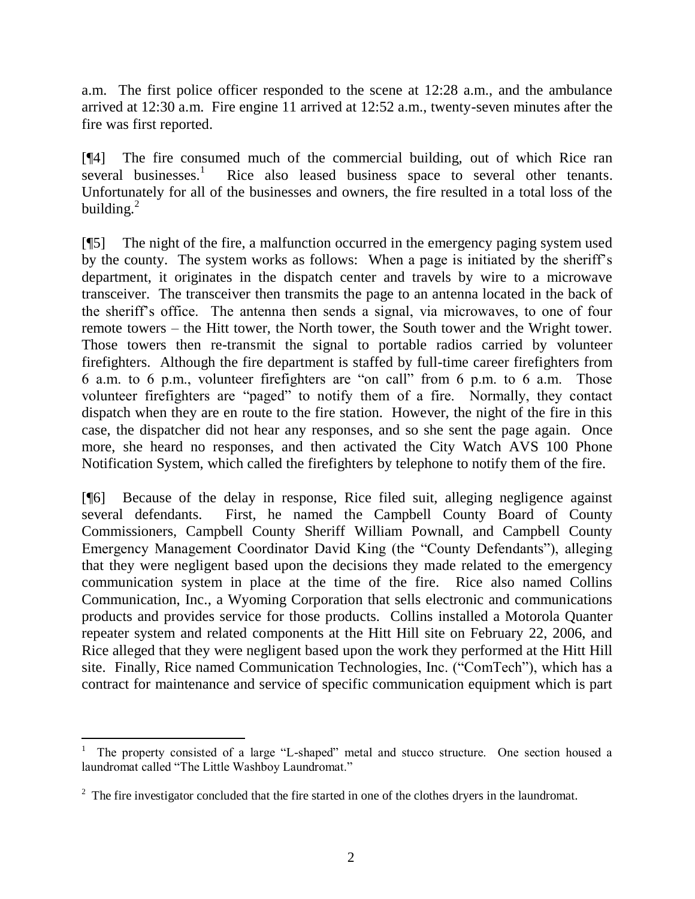a.m. The first police officer responded to the scene at 12:28 a.m., and the ambulance arrived at 12:30 a.m. Fire engine 11 arrived at 12:52 a.m., twenty-seven minutes after the fire was first reported.

[¶4] The fire consumed much of the commercial building, out of which Rice ran several businesses.[1] Rice also leased business space to several other tenants. Unfortunately for all of the businesses and owners, the fire resulted in a total loss of the building.[2]

[¶5] The night of the fire, a malfunction occurred in the emergency paging system used by the county. The system works as follows: When a page is initiated by the sheriff's department, it originates in the dispatch center and travels by wire to a microwave transceiver. The transceiver then transmits the page to an antenna located in the back of the sheriff's office. The antenna then sends a signal, via microwaves, to one of four remote towers – the Hitt tower, the North tower, the South tower and the Wright tower. Those towers then re-transmit the signal to portable radios carried by volunteer firefighters. Although the fire department is staffed by full-time career firefighters from 6 a.m. to 6 p.m., volunteer firefighters are "on call" from 6 p.m. to 6 a.m. Those volunteer firefighters are "paged" to notify them of a fire. Normally, they contact dispatch when they are en route to the fire station. However, the night of the fire in this case, the dispatcher did not hear any responses, and so she sent the page again. Once more, she heard no responses, and then activated the City Watch AVS 100 Phone Notification System, which called the firefighters by telephone to notify them of the fire.

[¶6] Because of the delay in response, Rice filed suit, alleging negligence against several defendants. First, he named the Campbell County Board of County Commissioners, Campbell County Sheriff William Pownall, and Campbell County Emergency Management Coordinator David King (the "County Defendants"), alleging that they were negligent based upon the decisions they made related to the emergency communication system in place at the time of the fire. Rice also named Collins Communication, Inc., a Wyoming Corporation that sells electronic and communications products and provides service for those products. Collins installed a Motorola Quanter repeater system and related components at the Hitt Hill site on February 22, 2006, and Rice alleged that they were negligent based upon the work they performed at the Hitt Hill site. Finally, Rice named Communication Technologies, Inc. ("ComTech"), which has a contract for maintenance and service of specific communication equipment which is part

---

[1] The property consisted of a large "L-shaped" metal and stucco structure. One section housed a laundromat called "The Little Washboy Laundromat."

[2] The fire investigator concluded that the fire started in one of the clothes dryers in the laundromat.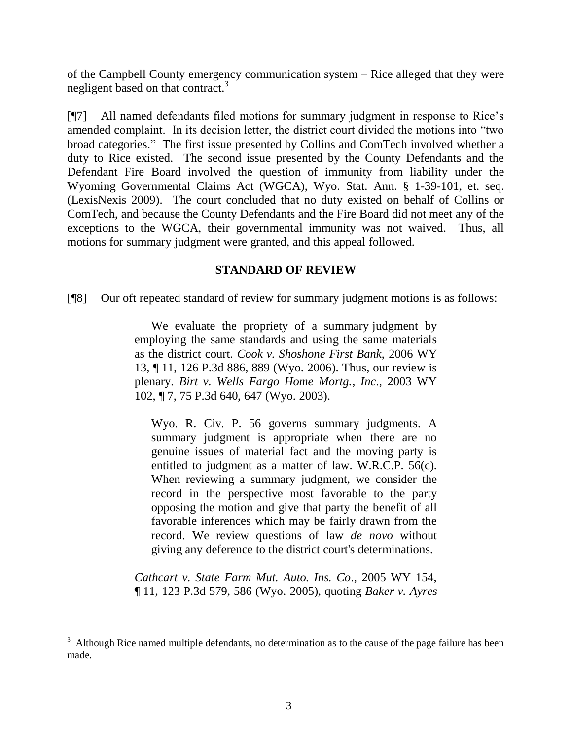of the Campbell County emergency communication system – Rice alleged that they were negligent based on that contract.[3]

[¶7] All named defendants filed motions for summary judgment in response to Rice's amended complaint. In its decision letter, the district court divided the motions into "two broad categories." The first issue presented by Collins and ComTech involved whether a duty to Rice existed. The second issue presented by the County Defendants and the Defendant Fire Board involved the question of immunity from liability under the Wyoming Governmental Claims Act (WGCA), Wyo. Stat. Ann. § 1-39-101, et. seq. (LexisNexis 2009). The court concluded that no duty existed on behalf of Collins or ComTech, and because the County Defendants and the Fire Board did not meet any of the exceptions to the WGCA, their governmental immunity was not waived. Thus, all motions for summary judgment were granted, and this appeal followed.

## STANDARD OF REVIEW

[¶8] Our oft repeated standard of review for summary judgment motions is as follows:

> We evaluate the propriety of a summary judgment by employing the same standards and using the same materials as the district court. *Cook v. Shoshone First Bank*, 2006 WY 13, ¶ 11, 126 P.3d 886, 889 (Wyo. 2006). Thus, our review is plenary. *Birt v. Wells Fargo Home Mortg., Inc*., 2003 WY 102, ¶ 7, 75 P.3d 640, 647 (Wyo. 2003).
>
> > Wyo. R. Civ. P. 56 governs summary judgments. A summary judgment is appropriate when there are no genuine issues of material fact and the moving party is entitled to judgment as a matter of law. W.R.C.P. 56(c). When reviewing a summary judgment, we consider the record in the perspective most favorable to the party opposing the motion and give that party the benefit of all favorable inferences which may be fairly drawn from the record. We review questions of law *de novo* without giving any deference to the district court's determinations.
>
> *Cathcart v. State Farm Mut. Auto. Ins. Co*., 2005 WY 154, ¶ 11, 123 P.3d 579, 586 (Wyo. 2005), quoting *Baker v. Ayres*

---

[3] Although Rice named multiple defendants, no determination as to the cause of the page failure has been made.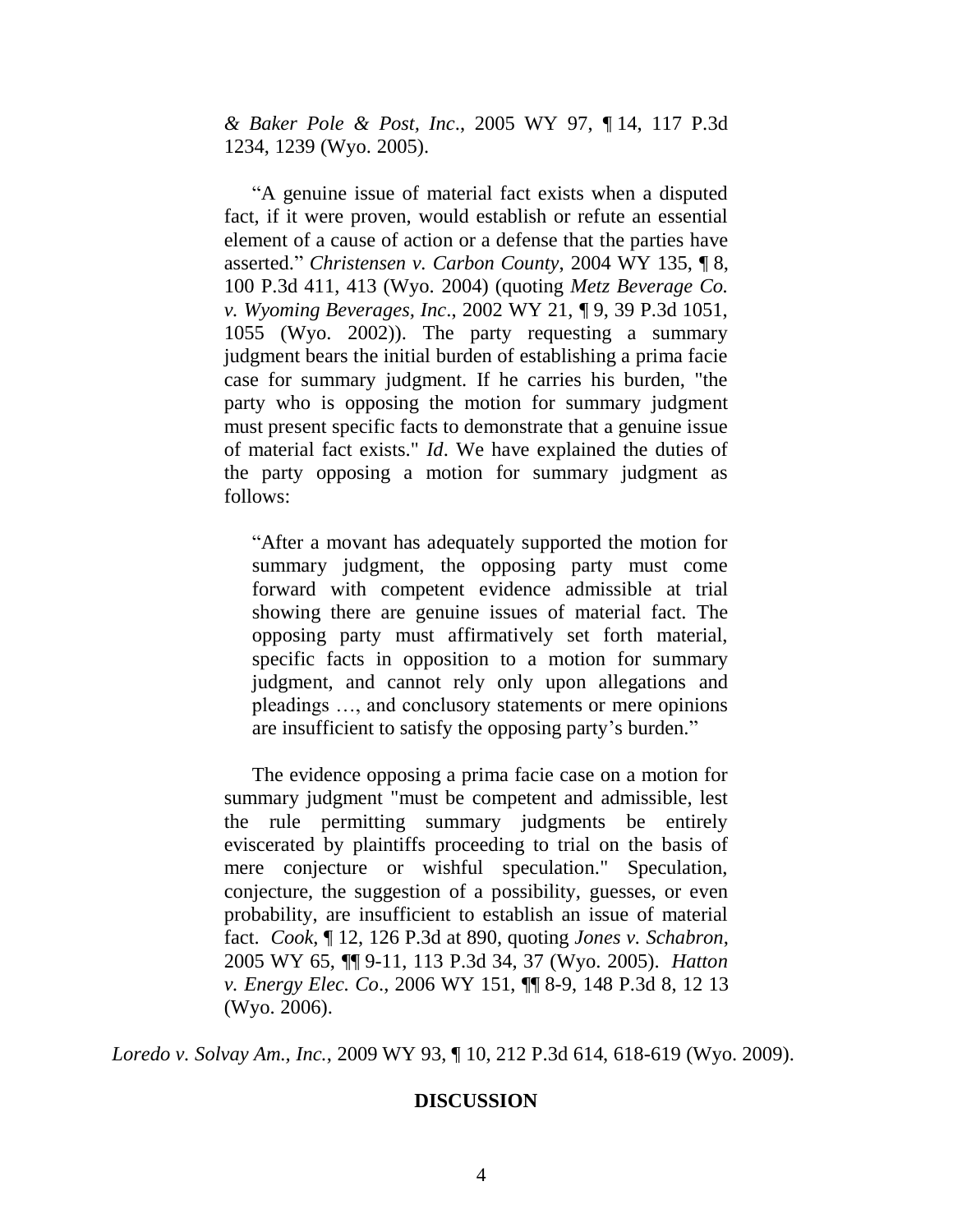*& Baker Pole & Post, Inc*., 2005 WY 97, ¶ 14, 117 P.3d 1234, 1239 (Wyo. 2005).

> "A genuine issue of material fact exists when a disputed fact, if it were proven, would establish or refute an essential element of a cause of action or a defense that the parties have asserted." *Christensen v. Carbon County*, 2004 WY 135, ¶ 8, 100 P.3d 411, 413 (Wyo. 2004) (quoting *Metz Beverage Co. v. Wyoming Beverages, Inc*., 2002 WY 21, ¶ 9, 39 P.3d 1051, 1055 (Wyo. 2002)). The party requesting a summary judgment bears the initial burden of establishing a prima facie case for summary judgment. If he carries his burden, "the party who is opposing the motion for summary judgment must present specific facts to demonstrate that a genuine issue of material fact exists." *Id*. We have explained the duties of the party opposing a motion for summary judgment as follows:
>
> > "After a movant has adequately supported the motion for summary judgment, the opposing party must come forward with competent evidence admissible at trial showing there are genuine issues of material fact. The opposing party must affirmatively set forth material, specific facts in opposition to a motion for summary judgment, and cannot rely only upon allegations and pleadings …, and conclusory statements or mere opinions are insufficient to satisfy the opposing party's burden."
>
> The evidence opposing a prima facie case on a motion for summary judgment "must be competent and admissible, lest the rule permitting summary judgments be entirely eviscerated by plaintiffs proceeding to trial on the basis of mere conjecture or wishful speculation." Speculation, conjecture, the suggestion of a possibility, guesses, or even probability, are insufficient to establish an issue of material fact. *Cook*, ¶ 12, 126 P.3d at 890, quoting *Jones v. Schabron*, 2005 WY 65, ¶¶ 9-11, 113 P.3d 34, 37 (Wyo. 2005). *Hatton v. Energy Elec. Co*., 2006 WY 151, ¶¶ 8-9, 148 P.3d 8, 12 13 (Wyo. 2006).

*Loredo v. Solvay Am., Inc.*, 2009 WY 93, ¶ 10, 212 P.3d 614, 618-619 (Wyo. 2009).

## DISCUSSION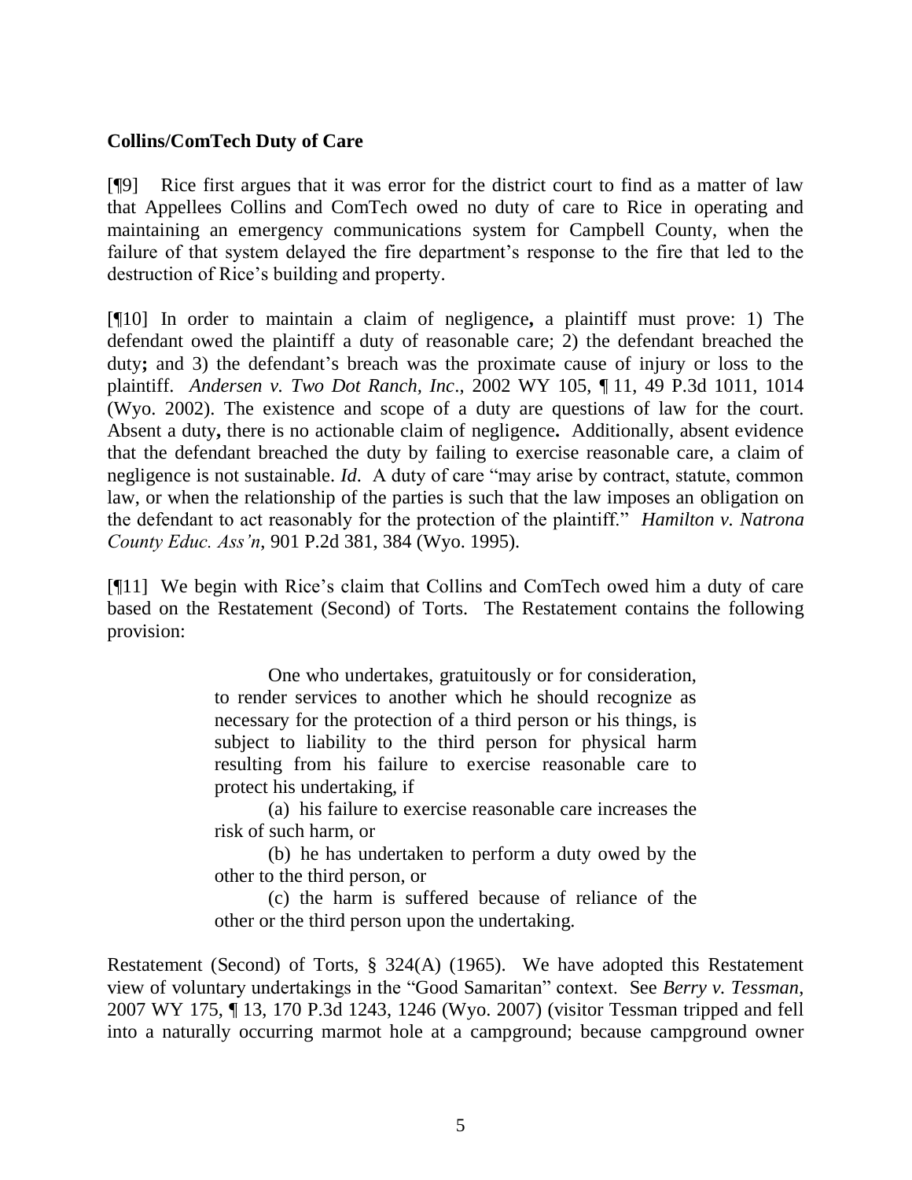**Collins/ComTech Duty of Care**

[¶9] Rice first argues that it was error for the district court to find as a matter of law that Appellees Collins and ComTech owed no duty of care to Rice in operating and maintaining an emergency communications system for Campbell County, when the failure of that system delayed the fire department's response to the fire that led to the destruction of Rice's building and property.

[¶10] In order to maintain a claim of negligence**,** a plaintiff must prove: 1) The defendant owed the plaintiff a duty of reasonable care; 2) the defendant breached the duty**;** and 3) the defendant's breach was the proximate cause of injury or loss to the plaintiff. *Andersen v. Two Dot Ranch, Inc*., 2002 WY 105, ¶ 11, 49 P.3d 1011, 1014 (Wyo. 2002). The existence and scope of a duty are questions of law for the court. Absent a duty**,** there is no actionable claim of negligence**.** Additionally, absent evidence that the defendant breached the duty by failing to exercise reasonable care, a claim of negligence is not sustainable. *Id*. A duty of care "may arise by contract, statute, common law, or when the relationship of the parties is such that the law imposes an obligation on the defendant to act reasonably for the protection of the plaintiff." *Hamilton v. Natrona County Educ. Ass'n*, 901 P.2d 381, 384 (Wyo. 1995).

[¶11] We begin with Rice's claim that Collins and ComTech owed him a duty of care based on the Restatement (Second) of Torts. The Restatement contains the following provision:

> One who undertakes, gratuitously or for consideration, to render services to another which he should recognize as necessary for the protection of a third person or his things, is subject to liability to the third person for physical harm resulting from his failure to exercise reasonable care to protect his undertaking, if
>
> (a) his failure to exercise reasonable care increases the risk of such harm, or
>
> (b) he has undertaken to perform a duty owed by the other to the third person, or
>
> (c) the harm is suffered because of reliance of the other or the third person upon the undertaking.

Restatement (Second) of Torts, § 324(A) (1965). We have adopted this Restatement view of voluntary undertakings in the "Good Samaritan" context. See *Berry v. Tessman*, 2007 WY 175, ¶ 13, 170 P.3d 1243, 1246 (Wyo. 2007) (visitor Tessman tripped and fell into a naturally occurring marmot hole at a campground; because campground owner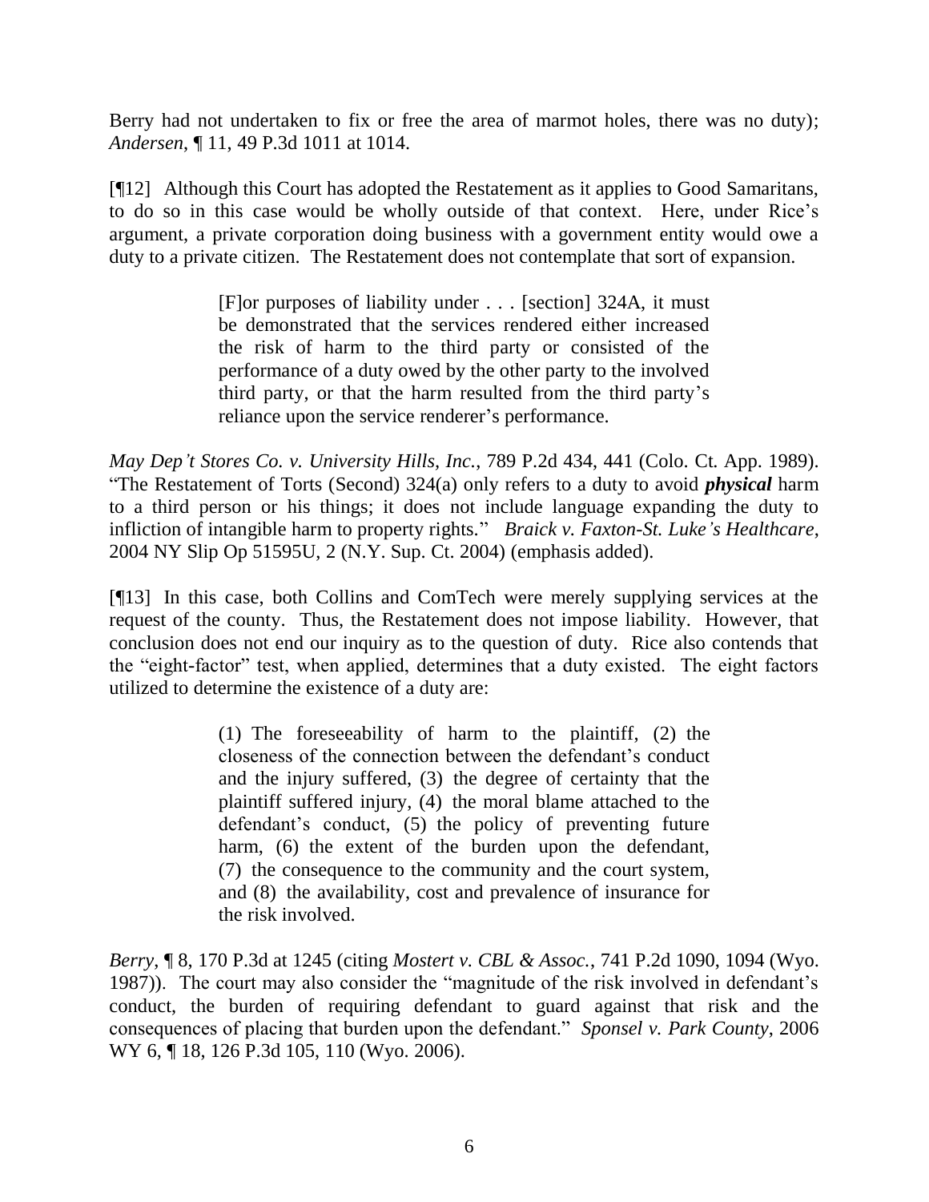Berry had not undertaken to fix or free the area of marmot holes, there was no duty); *Andersen*, ¶ 11, 49 P.3d 1011 at 1014.

[¶12] Although this Court has adopted the Restatement as it applies to Good Samaritans, to do so in this case would be wholly outside of that context. Here, under Rice's argument, a private corporation doing business with a government entity would owe a duty to a private citizen. The Restatement does not contemplate that sort of expansion.

> [F]or purposes of liability under . . . [section] 324A, it must be demonstrated that the services rendered either increased the risk of harm to the third party or consisted of the performance of a duty owed by the other party to the involved third party, or that the harm resulted from the third party's reliance upon the service renderer's performance.

*May Dep't Stores Co. v. University Hills, Inc.*, 789 P.2d 434, 441 (Colo. Ct. App. 1989). "The Restatement of Torts (Second) 324(a) only refers to a duty to avoid ***physical*** harm to a third person or his things; it does not include language expanding the duty to infliction of intangible harm to property rights." *Braick v. Faxton-St. Luke's Healthcare*, 2004 NY Slip Op 51595U, 2 (N.Y. Sup. Ct. 2004) (emphasis added).

[¶13] In this case, both Collins and ComTech were merely supplying services at the request of the county. Thus, the Restatement does not impose liability. However, that conclusion does not end our inquiry as to the question of duty. Rice also contends that the "eight-factor" test, when applied, determines that a duty existed. The eight factors utilized to determine the existence of a duty are:

> (1) The foreseeability of harm to the plaintiff, (2) the closeness of the connection between the defendant's conduct and the injury suffered, (3) the degree of certainty that the plaintiff suffered injury, (4) the moral blame attached to the defendant's conduct, (5) the policy of preventing future harm, (6) the extent of the burden upon the defendant, (7) the consequence to the community and the court system, and (8) the availability, cost and prevalence of insurance for the risk involved.

*Berry*, ¶ 8, 170 P.3d at 1245 (citing *Mostert v. CBL & Assoc.*, 741 P.2d 1090, 1094 (Wyo. 1987)). The court may also consider the "magnitude of the risk involved in defendant's conduct, the burden of requiring defendant to guard against that risk and the consequences of placing that burden upon the defendant." *Sponsel v. Park County*, 2006 WY 6, ¶ 18, 126 P.3d 105, 110 (Wyo. 2006).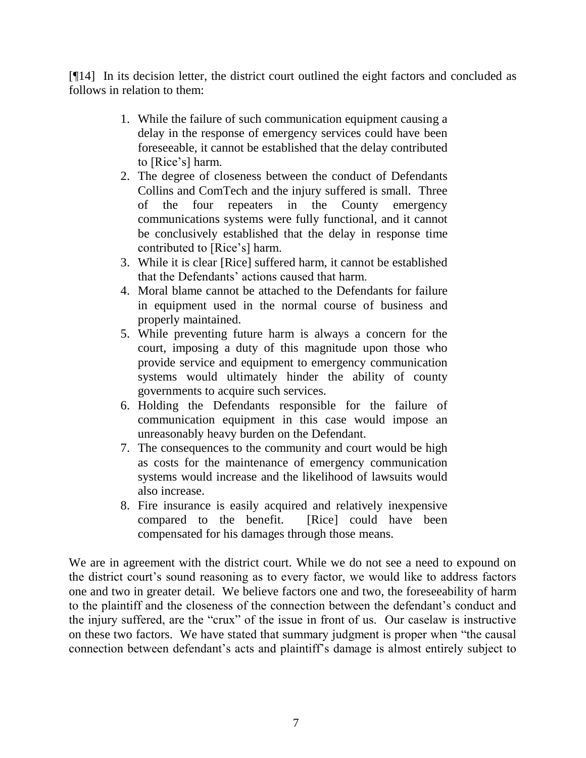[¶14] In its decision letter, the district court outlined the eight factors and concluded as follows in relation to them:

> 1. While the failure of such communication equipment causing a delay in the response of emergency services could have been foreseeable, it cannot be established that the delay contributed to [Rice's] harm.
> 2. The degree of closeness between the conduct of Defendants Collins and ComTech and the injury suffered is small. Three of the four repeaters in the County emergency communications systems were fully functional, and it cannot be conclusively established that the delay in response time contributed to [Rice's] harm.
> 3. While it is clear [Rice] suffered harm, it cannot be established that the Defendants' actions caused that harm.
> 4. Moral blame cannot be attached to the Defendants for failure in equipment used in the normal course of business and properly maintained.
> 5. While preventing future harm is always a concern for the court, imposing a duty of this magnitude upon those who provide service and equipment to emergency communication systems would ultimately hinder the ability of county governments to acquire such services.
> 6. Holding the Defendants responsible for the failure of communication equipment in this case would impose an unreasonably heavy burden on the Defendant.
> 7. The consequences to the community and court would be high as costs for the maintenance of emergency communication systems would increase and the likelihood of lawsuits would also increase.
> 8. Fire insurance is easily acquired and relatively inexpensive compared to the benefit. [Rice] could have been compensated for his damages through those means.

We are in agreement with the district court. While we do not see a need to expound on the district court's sound reasoning as to every factor, we would like to address factors one and two in greater detail. We believe factors one and two, the foreseeability of harm to the plaintiff and the closeness of the connection between the defendant's conduct and the injury suffered, are the "crux" of the issue in front of us. Our caselaw is instructive on these two factors. We have stated that summary judgment is proper when "the causal connection between defendant's acts and plaintiff's damage is almost entirely subject to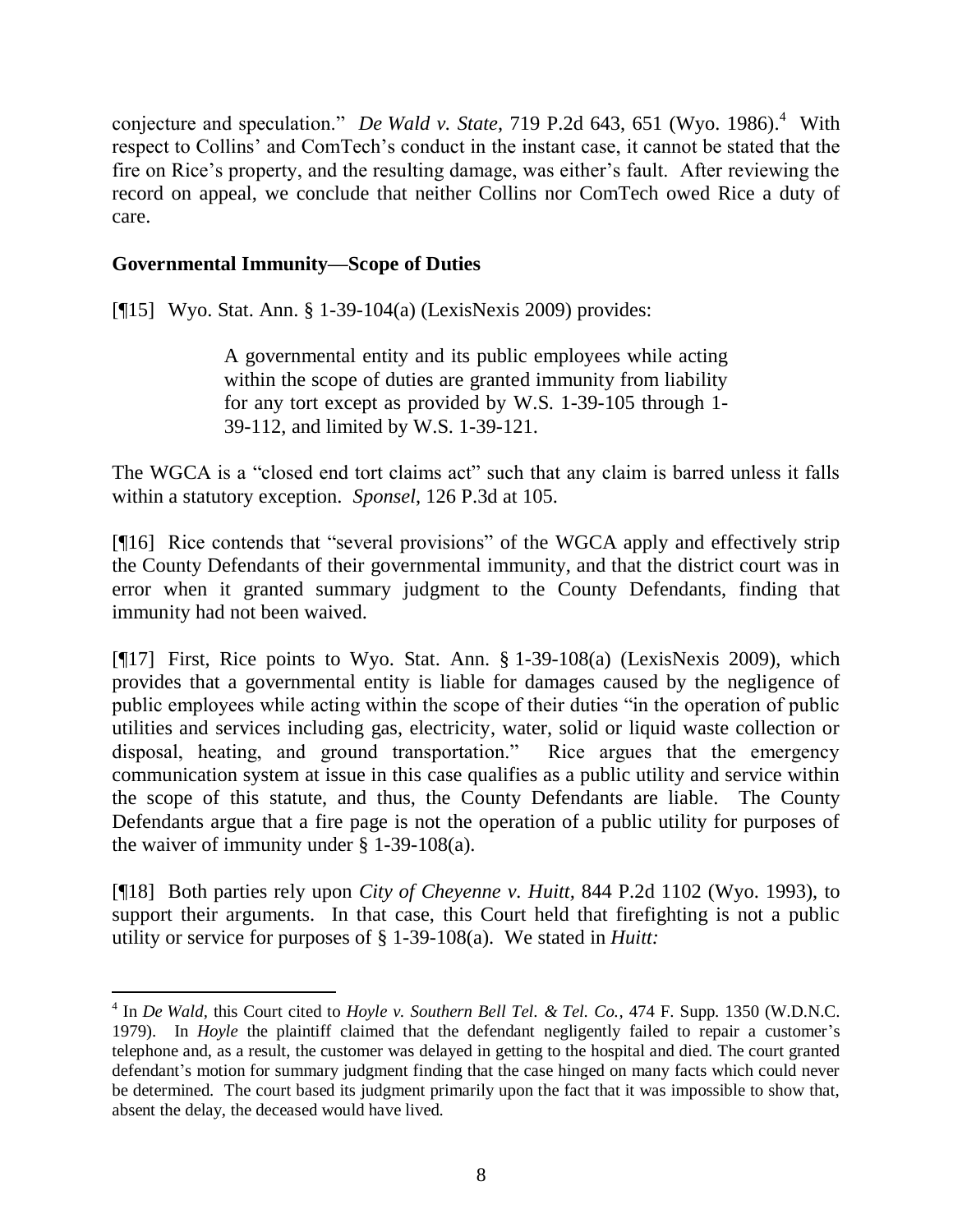conjecture and speculation." *De Wald v. State,* 719 P.2d 643, 651 (Wyo. 1986).[4] With respect to Collins' and ComTech's conduct in the instant case, it cannot be stated that the fire on Rice's property, and the resulting damage, was either's fault. After reviewing the record on appeal, we conclude that neither Collins nor ComTech owed Rice a duty of care.

**Governmental Immunity—Scope of Duties**

[¶15] Wyo. Stat. Ann. § 1-39-104(a) (LexisNexis 2009) provides:

> A governmental entity and its public employees while acting within the scope of duties are granted immunity from liability for any tort except as provided by W.S. 1-39-105 through 1-39-112, and limited by W.S. 1-39-121.

The WGCA is a "closed end tort claims act" such that any claim is barred unless it falls within a statutory exception. *Sponsel*, 126 P.3d at 105.

[¶16] Rice contends that "several provisions" of the WGCA apply and effectively strip the County Defendants of their governmental immunity, and that the district court was in error when it granted summary judgment to the County Defendants, finding that immunity had not been waived.

[¶17] First, Rice points to Wyo. Stat. Ann. § 1-39-108(a) (LexisNexis 2009), which provides that a governmental entity is liable for damages caused by the negligence of public employees while acting within the scope of their duties "in the operation of public utilities and services including gas, electricity, water, solid or liquid waste collection or disposal, heating, and ground transportation." Rice argues that the emergency communication system at issue in this case qualifies as a public utility and service within the scope of this statute, and thus, the County Defendants are liable. The County Defendants argue that a fire page is not the operation of a public utility for purposes of the waiver of immunity under § 1-39-108(a).

[¶18] Both parties rely upon *City of Cheyenne v. Huitt,* 844 P.2d 1102 (Wyo. 1993), to support their arguments. In that case, this Court held that firefighting is not a public utility or service for purposes of § 1-39-108(a). We stated in *Huitt:*

---

[4] In *De Wald*, this Court cited to *Hoyle v. Southern Bell Tel. & Tel. Co.,* 474 F. Supp. 1350 (W.D.N.C. 1979). In *Hoyle* the plaintiff claimed that the defendant negligently failed to repair a customer's telephone and, as a result, the customer was delayed in getting to the hospital and died. The court granted defendant's motion for summary judgment finding that the case hinged on many facts which could never be determined. The court based its judgment primarily upon the fact that it was impossible to show that, absent the delay, the deceased would have lived.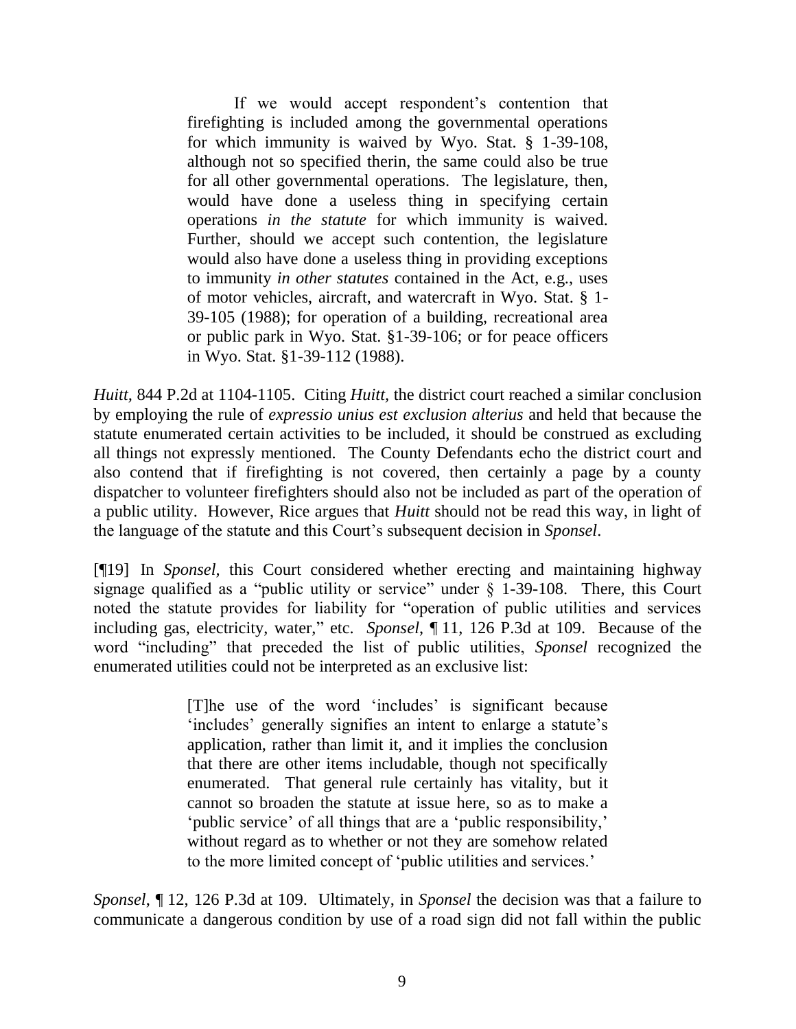> If we would accept respondent's contention that firefighting is included among the governmental operations for which immunity is waived by Wyo. Stat. § 1-39-108, although not so specified therin, the same could also be true for all other governmental operations. The legislature, then, would have done a useless thing in specifying certain operations *in the statute* for which immunity is waived. Further, should we accept such contention, the legislature would also have done a useless thing in providing exceptions to immunity *in other statutes* contained in the Act, e.g., uses of motor vehicles, aircraft, and watercraft in Wyo. Stat. § 1-39-105 (1988); for operation of a building, recreational area or public park in Wyo. Stat. §1-39-106; or for peace officers in Wyo. Stat. §1-39-112 (1988).

*Huitt,* 844 P.2d at 1104-1105. Citing *Huitt,* the district court reached a similar conclusion by employing the rule of *expressio unius est exclusion alterius* and held that because the statute enumerated certain activities to be included, it should be construed as excluding all things not expressly mentioned. The County Defendants echo the district court and also contend that if firefighting is not covered, then certainly a page by a county dispatcher to volunteer firefighters should also not be included as part of the operation of a public utility. However, Rice argues that *Huitt* should not be read this way, in light of the language of the statute and this Court's subsequent decision in *Sponsel*.

[¶19] In *Sponsel,* this Court considered whether erecting and maintaining highway signage qualified as a "public utility or service" under § 1-39-108. There, this Court noted the statute provides for liability for "operation of public utilities and services including gas, electricity, water," etc. *Sponsel*, ¶ 11, 126 P.3d at 109. Because of the word "including" that preceded the list of public utilities, *Sponsel* recognized the enumerated utilities could not be interpreted as an exclusive list:

> [T]he use of the word 'includes' is significant because 'includes' generally signifies an intent to enlarge a statute's application, rather than limit it, and it implies the conclusion that there are other items includable, though not specifically enumerated. That general rule certainly has vitality, but it cannot so broaden the statute at issue here, so as to make a 'public service' of all things that are a 'public responsibility,' without regard as to whether or not they are somehow related to the more limited concept of 'public utilities and services.'

*Sponsel*, ¶ 12, 126 P.3d at 109. Ultimately, in *Sponsel* the decision was that a failure to communicate a dangerous condition by use of a road sign did not fall within the public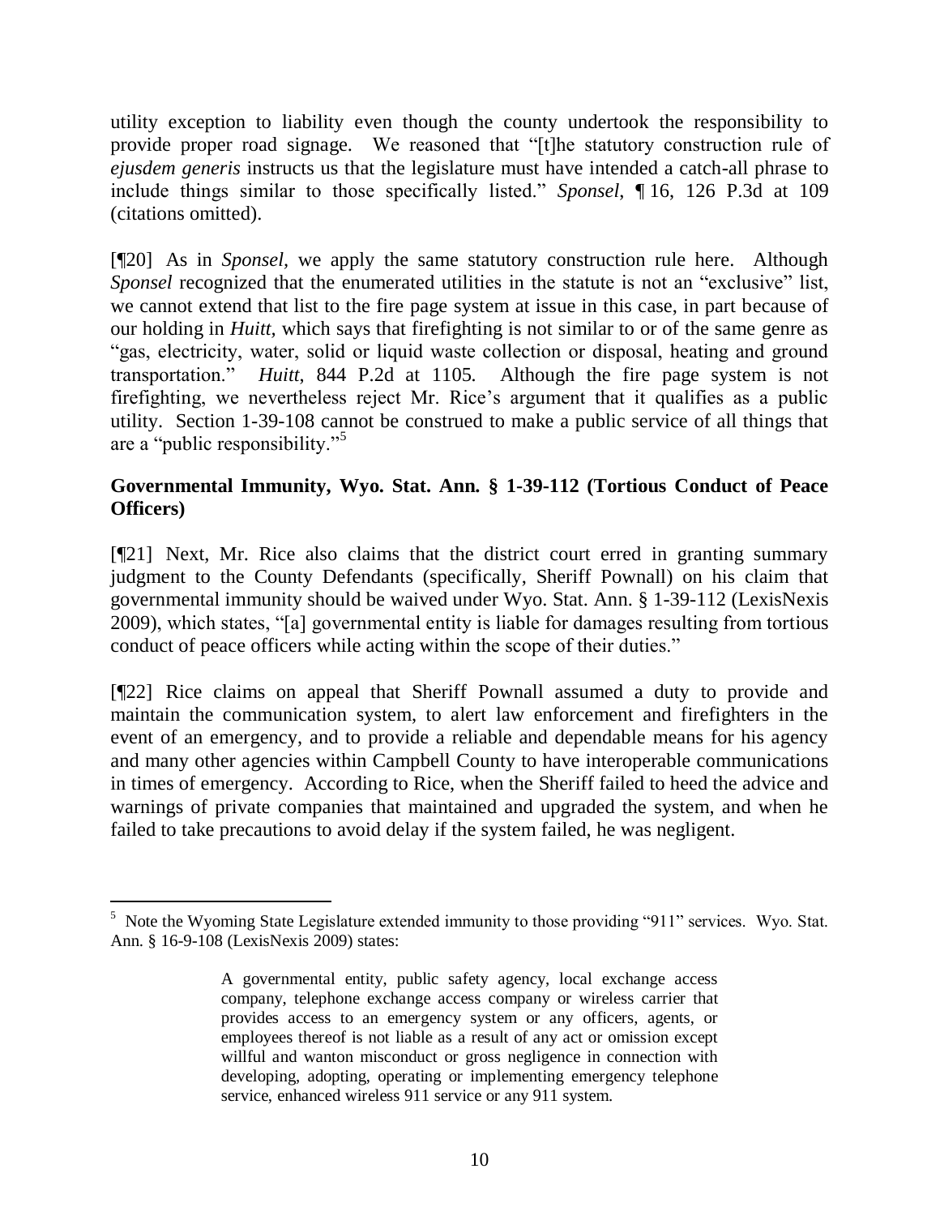utility exception to liability even though the county undertook the responsibility to provide proper road signage. We reasoned that "[t]he statutory construction rule of *ejusdem generis* instructs us that the legislature must have intended a catch-all phrase to include things similar to those specifically listed." *Sponsel*, ¶ 16, 126 P.3d at 109 (citations omitted).

[¶20] As in *Sponsel*, we apply the same statutory construction rule here. Although *Sponsel* recognized that the enumerated utilities in the statute is not an "exclusive" list, we cannot extend that list to the fire page system at issue in this case, in part because of our holding in *Huitt*, which says that firefighting is not similar to or of the same genre as "gas, electricity, water, solid or liquid waste collection or disposal, heating and ground transportation." *Huitt*, 844 P.2d at 1105. Although the fire page system is not firefighting, we nevertheless reject Mr. Rice's argument that it qualifies as a public utility. Section 1-39-108 cannot be construed to make a public service of all things that are a "public responsibility."[5]

**Governmental Immunity, Wyo. Stat. Ann. § 1-39-112 (Tortious Conduct of Peace Officers)**

[¶21] Next, Mr. Rice also claims that the district court erred in granting summary judgment to the County Defendants (specifically, Sheriff Pownall) on his claim that governmental immunity should be waived under Wyo. Stat. Ann. § 1-39-112 (LexisNexis 2009), which states, "[a] governmental entity is liable for damages resulting from tortious conduct of peace officers while acting within the scope of their duties."

[¶22] Rice claims on appeal that Sheriff Pownall assumed a duty to provide and maintain the communication system, to alert law enforcement and firefighters in the event of an emergency, and to provide a reliable and dependable means for his agency and many other agencies within Campbell County to have interoperable communications in times of emergency. According to Rice, when the Sheriff failed to heed the advice and warnings of private companies that maintained and upgraded the system, and when he failed to take precautions to avoid delay if the system failed, he was negligent.

---

[5] Note the Wyoming State Legislature extended immunity to those providing "911" services. Wyo. Stat. Ann. § 16-9-108 (LexisNexis 2009) states:

> A governmental entity, public safety agency, local exchange access company, telephone exchange access company or wireless carrier that provides access to an emergency system or any officers, agents, or employees thereof is not liable as a result of any act or omission except willful and wanton misconduct or gross negligence in connection with developing, adopting, operating or implementing emergency telephone service, enhanced wireless 911 service or any 911 system.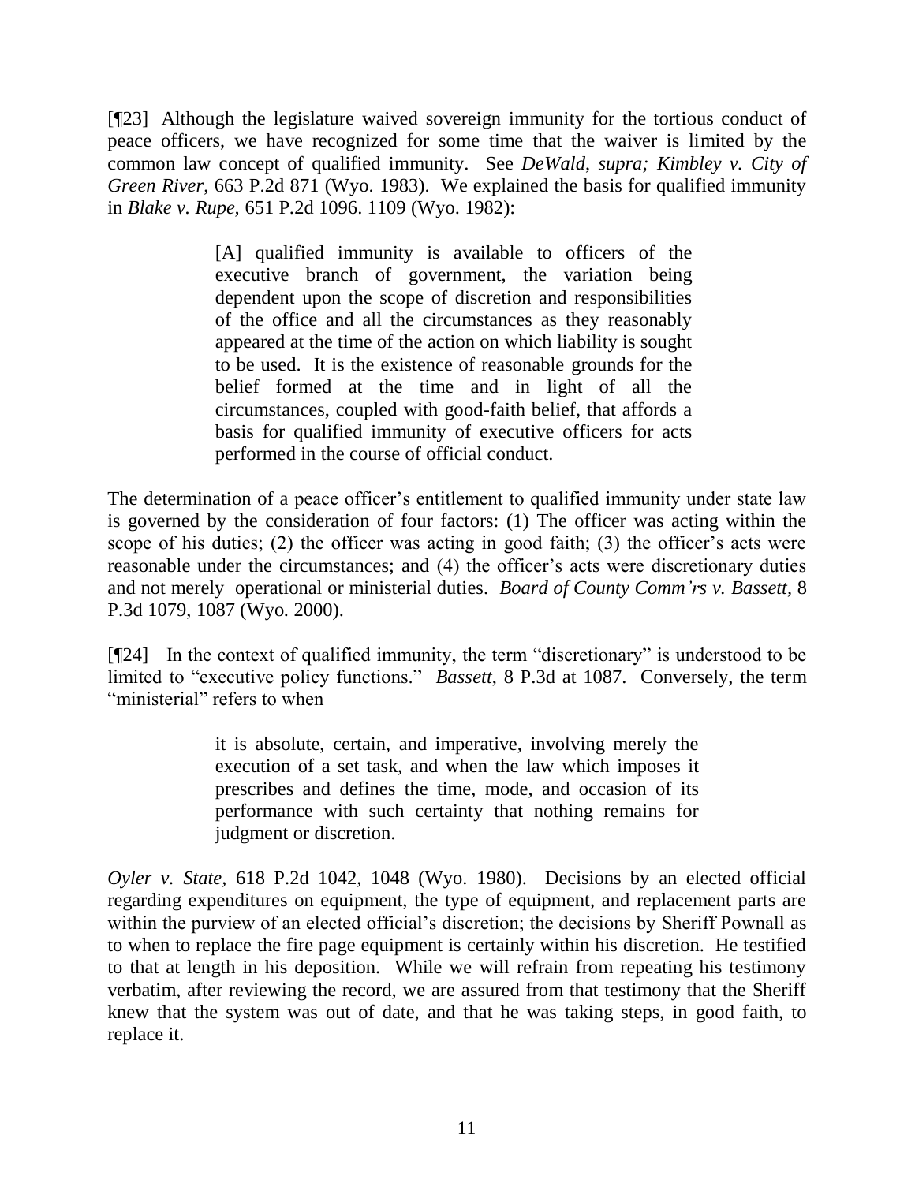[¶23] Although the legislature waived sovereign immunity for the tortious conduct of peace officers, we have recognized for some time that the waiver is limited by the common law concept of qualified immunity. See *DeWald*, *supra; Kimbley v. City of Green River*, 663 P.2d 871 (Wyo. 1983). We explained the basis for qualified immunity in *Blake v. Rupe,* 651 P.2d 1096. 1109 (Wyo. 1982):

> [A] qualified immunity is available to officers of the executive branch of government, the variation being dependent upon the scope of discretion and responsibilities of the office and all the circumstances as they reasonably appeared at the time of the action on which liability is sought to be used. It is the existence of reasonable grounds for the belief formed at the time and in light of all the circumstances, coupled with good-faith belief, that affords a basis for qualified immunity of executive officers for acts performed in the course of official conduct.

The determination of a peace officer's entitlement to qualified immunity under state law is governed by the consideration of four factors: (1) The officer was acting within the scope of his duties; (2) the officer was acting in good faith; (3) the officer's acts were reasonable under the circumstances; and (4) the officer's acts were discretionary duties and not merely operational or ministerial duties. *Board of County Comm'rs v. Bassett,* 8 P.3d 1079, 1087 (Wyo. 2000).

[¶24] In the context of qualified immunity, the term "discretionary" is understood to be limited to "executive policy functions." *Bassett*, 8 P.3d at 1087. Conversely, the term "ministerial" refers to when

> it is absolute, certain, and imperative, involving merely the execution of a set task, and when the law which imposes it prescribes and defines the time, mode, and occasion of its performance with such certainty that nothing remains for judgment or discretion.

*Oyler v. State,* 618 P.2d 1042, 1048 (Wyo. 1980). Decisions by an elected official regarding expenditures on equipment, the type of equipment, and replacement parts are within the purview of an elected official's discretion; the decisions by Sheriff Pownall as to when to replace the fire page equipment is certainly within his discretion. He testified to that at length in his deposition. While we will refrain from repeating his testimony verbatim, after reviewing the record, we are assured from that testimony that the Sheriff knew that the system was out of date, and that he was taking steps, in good faith, to replace it.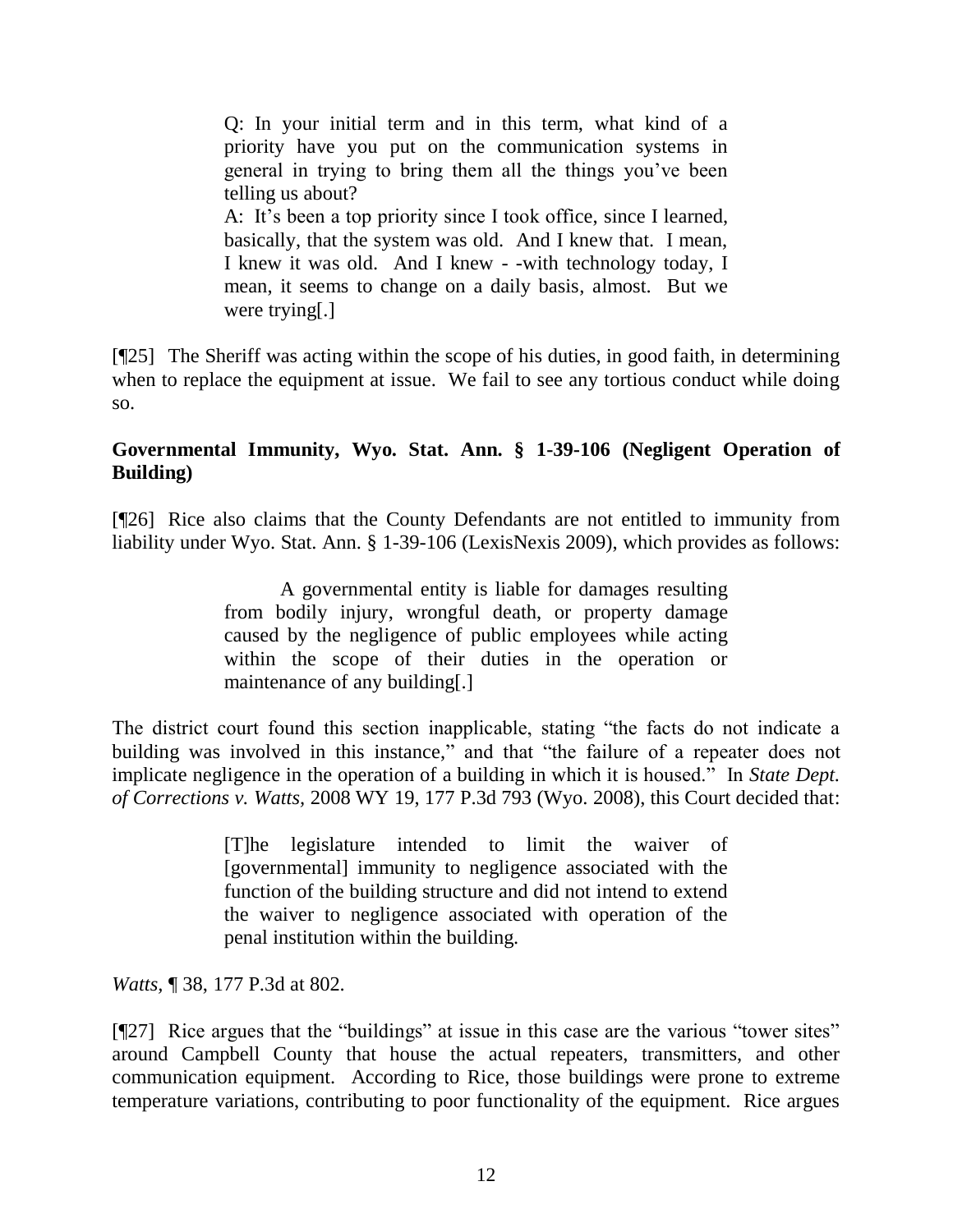> Q: In your initial term and in this term, what kind of a priority have you put on the communication systems in general in trying to bring them all the things you've been telling us about?
>
> A: It's been a top priority since I took office, since I learned, basically, that the system was old. And I knew that. I mean, I knew it was old. And I knew - -with technology today, I mean, it seems to change on a daily basis, almost. But we were trying[.]

[¶25] The Sheriff was acting within the scope of his duties, in good faith, in determining when to replace the equipment at issue. We fail to see any tortious conduct while doing so.

**Governmental Immunity, Wyo. Stat. Ann. § 1-39-106 (Negligent Operation of Building)**

[¶26] Rice also claims that the County Defendants are not entitled to immunity from liability under Wyo. Stat. Ann. § 1-39-106 (LexisNexis 2009), which provides as follows:

> A governmental entity is liable for damages resulting from bodily injury, wrongful death, or property damage caused by the negligence of public employees while acting within the scope of their duties in the operation or maintenance of any building[.]

The district court found this section inapplicable, stating "the facts do not indicate a building was involved in this instance," and that "the failure of a repeater does not implicate negligence in the operation of a building in which it is housed." In *State Dept. of Corrections v. Watts*, 2008 WY 19, 177 P.3d 793 (Wyo. 2008), this Court decided that:

> [T]he legislature intended to limit the waiver of [governmental] immunity to negligence associated with the function of the building structure and did not intend to extend the waiver to negligence associated with operation of the penal institution within the building.

*Watts*, ¶ 38, 177 P.3d at 802.

[¶27] Rice argues that the "buildings" at issue in this case are the various "tower sites" around Campbell County that house the actual repeaters, transmitters, and other communication equipment. According to Rice, those buildings were prone to extreme temperature variations, contributing to poor functionality of the equipment. Rice argues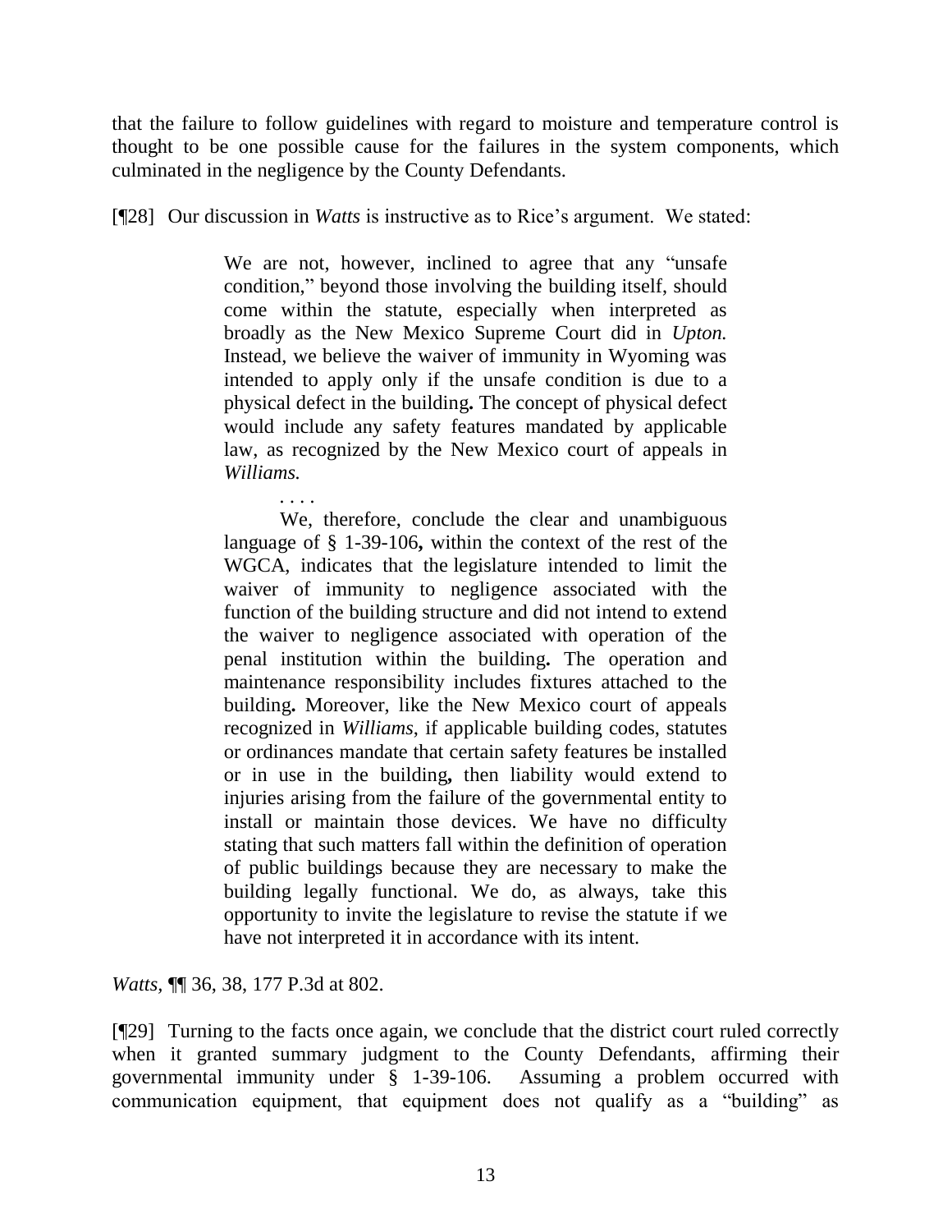that the failure to follow guidelines with regard to moisture and temperature control is thought to be one possible cause for the failures in the system components, which culminated in the negligence by the County Defendants.

[¶28] Our discussion in *Watts* is instructive as to Rice's argument. We stated:

> We are not, however, inclined to agree that any "unsafe condition," beyond those involving the building itself, should come within the statute, especially when interpreted as broadly as the New Mexico Supreme Court did in *Upton.* Instead, we believe the waiver of immunity in Wyoming was intended to apply only if the unsafe condition is due to a physical defect in the building**.** The concept of physical defect would include any safety features mandated by applicable law, as recognized by the New Mexico court of appeals in *Williams.*
>
> . . . .
>
> We, therefore, conclude the clear and unambiguous language of § 1-39-106**,** within the context of the rest of the WGCA, indicates that the legislature intended to limit the waiver of immunity to negligence associated with the function of the building structure and did not intend to extend the waiver to negligence associated with operation of the penal institution within the building**.** The operation and maintenance responsibility includes fixtures attached to the building**.** Moreover, like the New Mexico court of appeals recognized in *Williams*, if applicable building codes, statutes or ordinances mandate that certain safety features be installed or in use in the building**,** then liability would extend to injuries arising from the failure of the governmental entity to install or maintain those devices. We have no difficulty stating that such matters fall within the definition of operation of public buildings because they are necessary to make the building legally functional. We do, as always, take this opportunity to invite the legislature to revise the statute if we have not interpreted it in accordance with its intent.

*Watts*, ¶¶ 36, 38, 177 P.3d at 802.

[¶29] Turning to the facts once again, we conclude that the district court ruled correctly when it granted summary judgment to the County Defendants, affirming their governmental immunity under § 1-39-106. Assuming a problem occurred with communication equipment, that equipment does not qualify as a "building" as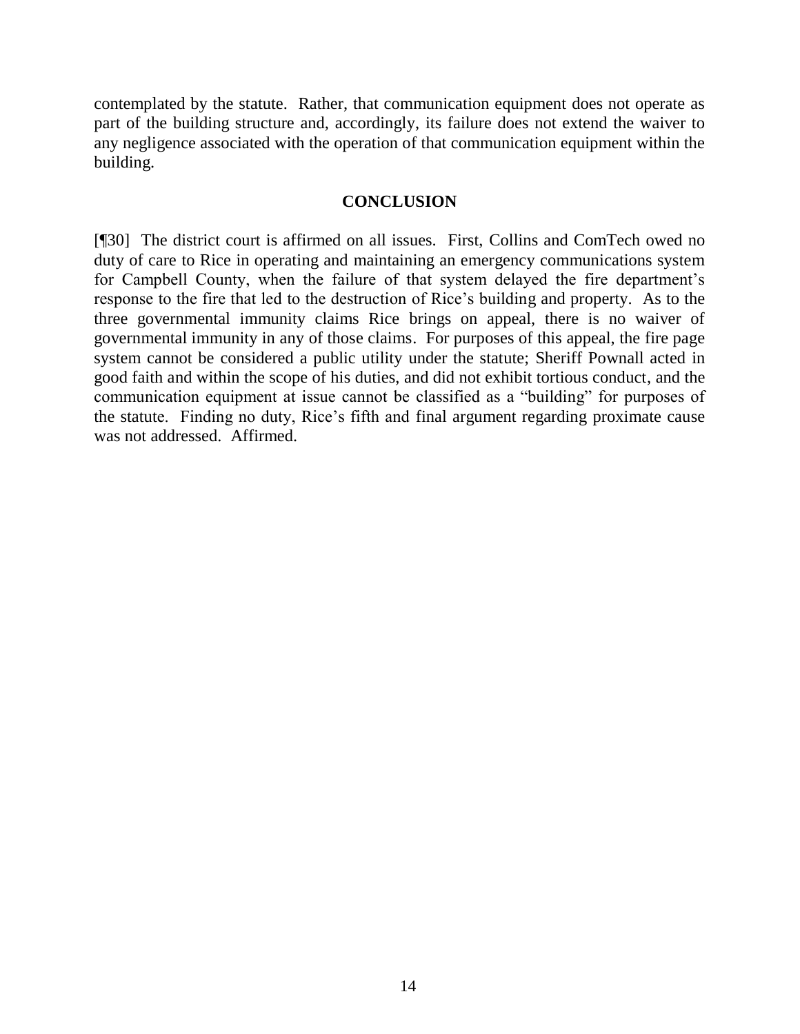contemplated by the statute. Rather, that communication equipment does not operate as part of the building structure and, accordingly, its failure does not extend the waiver to any negligence associated with the operation of that communication equipment within the building.

## CONCLUSION

[¶30] The district court is affirmed on all issues. First, Collins and ComTech owed no duty of care to Rice in operating and maintaining an emergency communications system for Campbell County, when the failure of that system delayed the fire department's response to the fire that led to the destruction of Rice's building and property. As to the three governmental immunity claims Rice brings on appeal, there is no waiver of governmental immunity in any of those claims. For purposes of this appeal, the fire page system cannot be considered a public utility under the statute; Sheriff Pownall acted in good faith and within the scope of his duties, and did not exhibit tortious conduct, and the communication equipment at issue cannot be classified as a "building" for purposes of the statute. Finding no duty, Rice's fifth and final argument regarding proximate cause was not addressed. Affirmed.